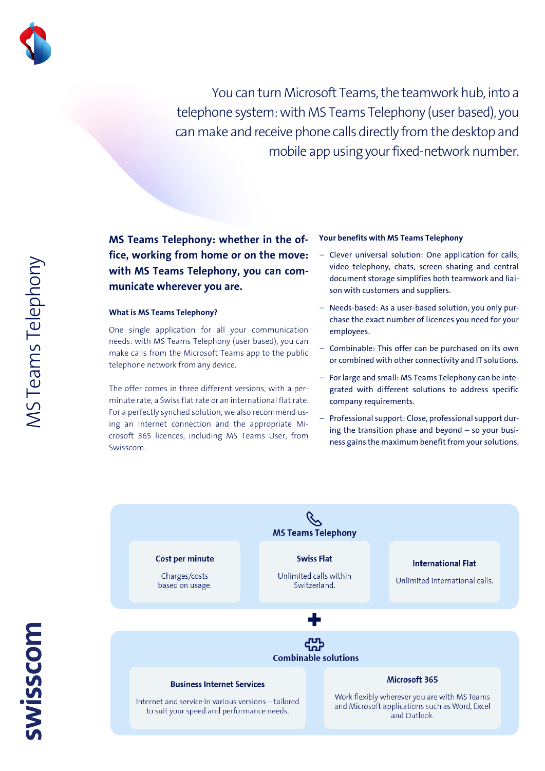# MS Teams Telephony

You can turn Microsoft Teams, the teamwork hub, into a telephone system: with MS Teams Telephony (user based), you can make and receive phone calls directly from the desktop and mobile app using your fixed-network number.

**MS Teams Telephony: whether in the office, working from home or on the move: with MS Teams Telephony, you can communicate wherever you are.**

### What is MS Teams Telephony?

One single application for all your communication needs: with MS Teams Telephony (user based), you can make calls from the Microsoft Teams app to the public telephone network from any device.

The offer comes in three different versions, with a per-minute rate, a Swiss flat rate or an international flat rate. For a perfectly synched solution, we also recommend using an Internet connection and the appropriate Microsoft 365 licences, including MS Teams User, from Swisscom.

### Your benefits with MS Teams Telephony

- Clever universal solution: One application for calls, video telephony, chats, screen sharing and central document storage simplifies both teamwork and liaison with customers and suppliers.
- Needs-based: As a user-based solution, you only purchase the exact number of licences you need for your employees.
- Combinable: This offer can be purchased on its own or combined with other connectivity and IT solutions.
- For large and small: MS Teams Telephony can be integrated with different solutions to address specific company requirements.
- Professional support: Close, professional support during the transition phase and beyond – so your business gains the maximum benefit from your solutions.

### MS Teams Telephony

**Cost per minute**
Charges/costs based on usage.

**Swiss Flat**
Unlimited calls within Switzerland.

**International Flat**
Unlimited international calls.

+

### Combinable solutions

**Business Internet Services**
Internet and service in various versions – tailored to suit your speed and performance needs.

**Microsoft 365**
Work flexibly wherever you are with MS Teams and Microsoft applications such as Word, Excel and Outlook.

swisscom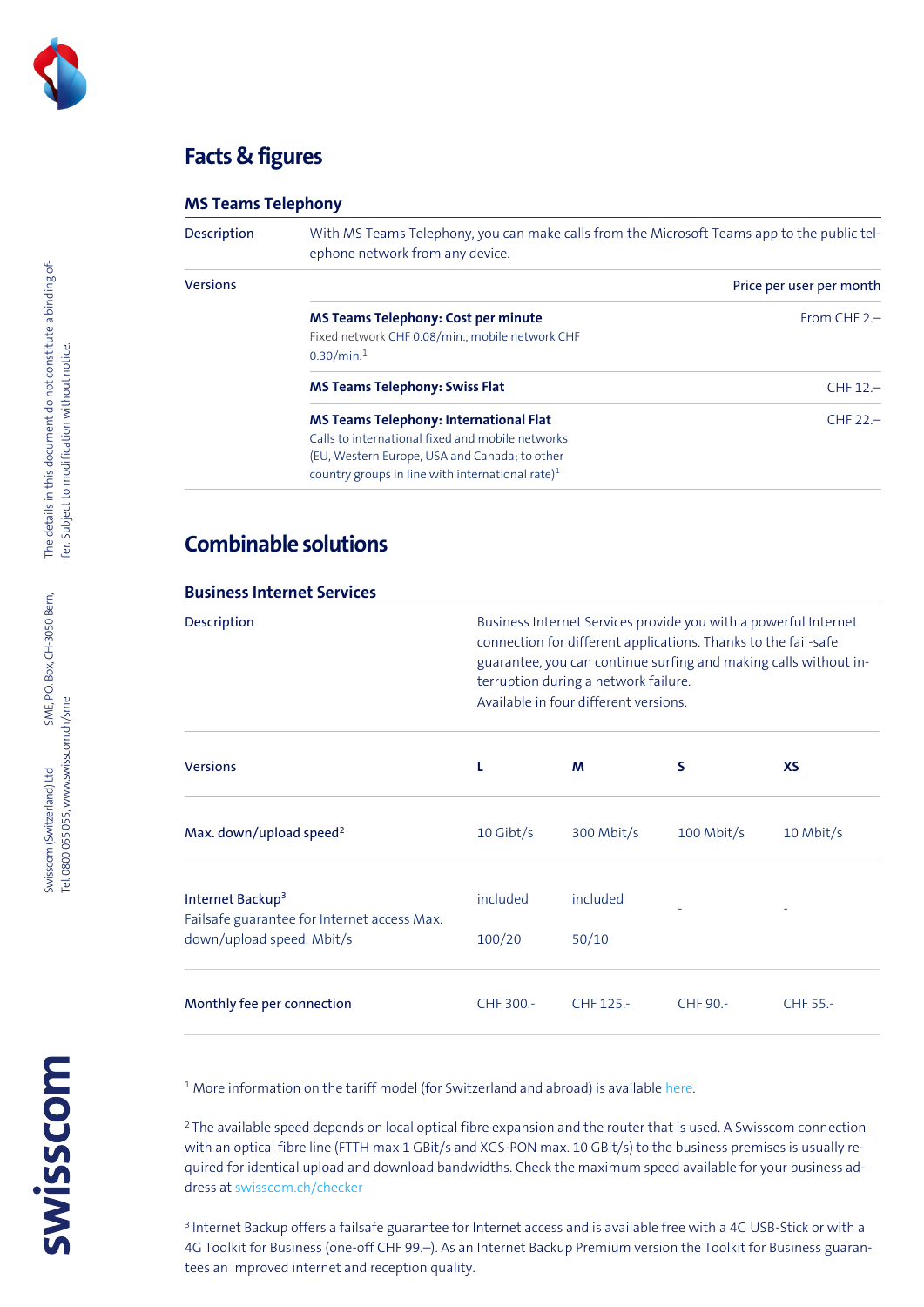# Facts & figures

## MS Teams Telephony

| Description | With MS Teams Telephony, you can make calls from the Microsoft Teams app to the public telephone network from any device. | |
|---|---|---|
| Versions | | Price per user per month |
| | **MS Teams Telephony: Cost per minute**<br>Fixed network CHF 0.08/min., mobile network CHF 0.30/min.[1] | From CHF 2.– |
| | **MS Teams Telephony: Swiss Flat** | CHF 12.– |
| | **MS Teams Telephony: International Flat**<br>Calls to international fixed and mobile networks (EU, Western Europe, USA and Canada; to other country groups in line with international rate)[1] | CHF 22.– |

# Combinable solutions

## Business Internet Services

| Description | Business Internet Services provide you with a powerful Internet connection for different applications. Thanks to the fail-safe guarantee, you can continue surfing and making calls without interruption during a network failure.<br>Available in four different versions. | | | |
|---|---|---|---|---|
| Versions | **L** | **M** | **S** | **XS** |
| Max. down/upload speed[2] | 10 Gibt/s | 300 Mbit/s | 100 Mbit/s | 10 Mbit/s |
| Internet Backup[3]<br>Failsafe guarantee for Internet access Max. down/upload speed, Mbit/s | included<br>100/20 | included<br>50/10 | - | - |
| Monthly fee per connection | CHF 300.- | CHF 125.- | CHF 90.- | CHF 55.- |

[1] More information on the tariff model (for Switzerland and abroad) is available here.

[2] The available speed depends on local optical fibre expansion and the router that is used. A Swisscom connection with an optical fibre line (FTTH max 1 GBit/s and XGS-PON max. 10 GBit/s) to the business premises is usually required for identical upload and download bandwidths. Check the maximum speed available for your business address at swisscom.ch/checker

[3] Internet Backup offers a failsafe guarantee for Internet access and is available free with a 4G USB-Stick or with a 4G Toolkit for Business (one-off CHF 99.–). As an Internet Backup Premium version the Toolkit for Business guarantees an improved internet and reception quality.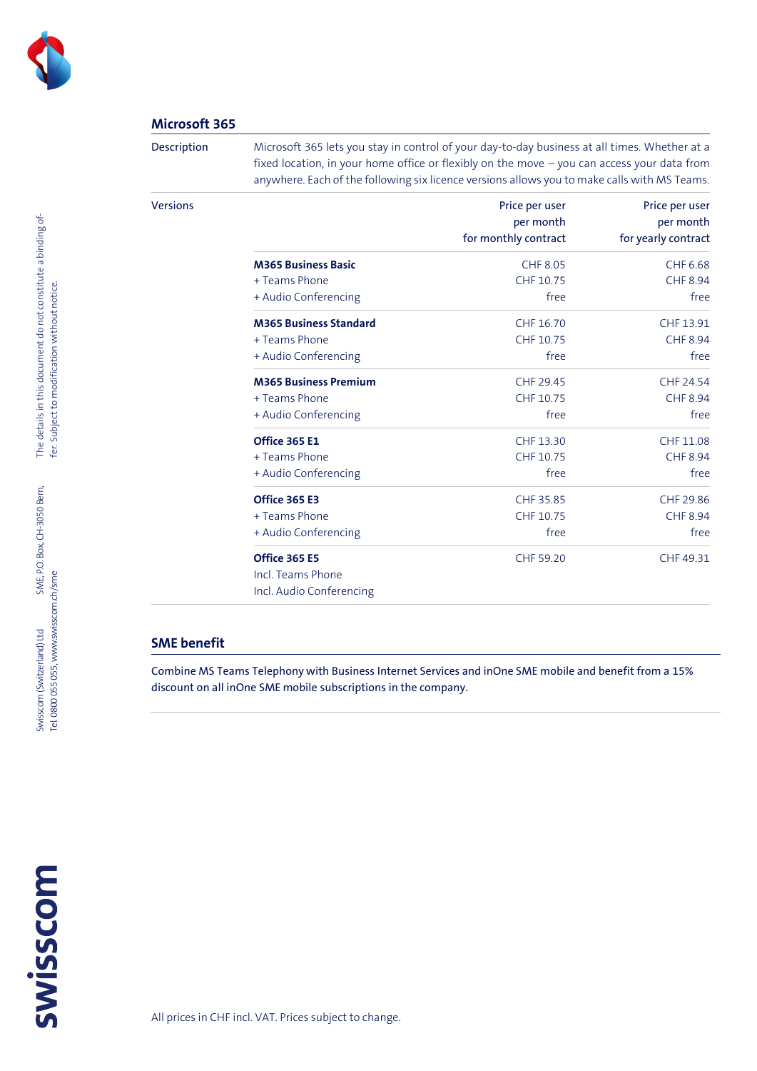## Microsoft 365

| | | | |
|---|---|---|---|
| Description | Microsoft 365 lets you stay in control of your day-to-day business at all times. Whether at a fixed location, in your home office or flexibly on the move – you can access your data from anywhere. Each of the following six licence versions allows you to make calls with MS Teams. | | |
| Versions | | Price per user per month for monthly contract | Price per user per month for yearly contract |
| | **M365 Business Basic** | CHF 8.05 | CHF 6.68 |
| | + Teams Phone | CHF 10.75 | CHF 8.94 |
| | + Audio Conferencing | free | free |
| | **M365 Business Standard** | CHF 16.70 | CHF 13.91 |
| | + Teams Phone | CHF 10.75 | CHF 8.94 |
| | + Audio Conferencing | free | free |
| | **M365 Business Premium** | CHF 29.45 | CHF 24.54 |
| | + Teams Phone | CHF 10.75 | CHF 8.94 |
| | + Audio Conferencing | free | free |
| | **Office 365 E1** | CHF 13.30 | CHF 11.08 |
| | + Teams Phone | CHF 10.75 | CHF 8.94 |
| | + Audio Conferencing | free | free |
| | **Office 365 E3** | CHF 35.85 | CHF 29.86 |
| | + Teams Phone | CHF 10.75 | CHF 8.94 |
| | + Audio Conferencing | free | free |
| | **Office 365 E5** | CHF 59.20 | CHF 49.31 |
| | Incl. Teams Phone | | |
| | Incl. Audio Conferencing | | |

## SME benefit

Combine MS Teams Telephony with Business Internet Services and inOne SME mobile and benefit from a 15% discount on all inOne SME mobile subscriptions in the company.

All prices in CHF incl. VAT. Prices subject to change.